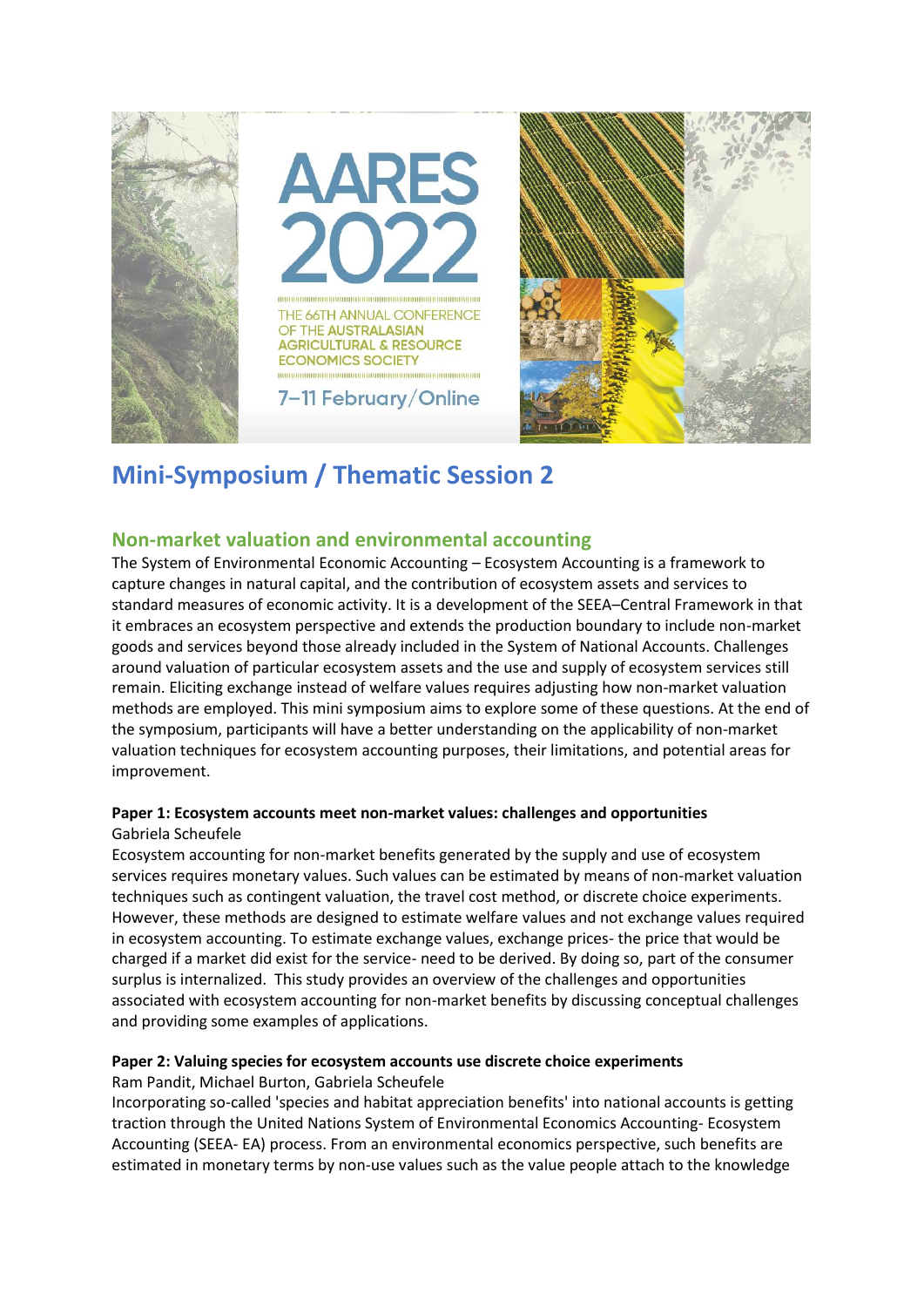AARES 2022

THE 66TH ANNUAL CONFERENCE OF THE AUSTRALASIAN AGRICULTURAL & RESOURCE ECONOMICS SOCIETY

7–11 February/Online

# Mini-Symposium / Thematic Session 2

## Non-market valuation and environmental accounting

The System of Environmental Economic Accounting – Ecosystem Accounting is a framework to capture changes in natural capital, and the contribution of ecosystem assets and services to standard measures of economic activity. It is a development of the SEEA–Central Framework in that it embraces an ecosystem perspective and extends the production boundary to include non-market goods and services beyond those already included in the System of National Accounts. Challenges around valuation of particular ecosystem assets and the use and supply of ecosystem services still remain. Eliciting exchange instead of welfare values requires adjusting how non-market valuation methods are employed. This mini symposium aims to explore some of these questions. At the end of the symposium, participants will have a better understanding on the applicability of non-market valuation techniques for ecosystem accounting purposes, their limitations, and potential areas for improvement.

**Paper 1: Ecosystem accounts meet non-market values: challenges and opportunities**
Gabriela Scheufele

Ecosystem accounting for non-market benefits generated by the supply and use of ecosystem services requires monetary values. Such values can be estimated by means of non-market valuation techniques such as contingent valuation, the travel cost method, or discrete choice experiments. However, these methods are designed to estimate welfare values and not exchange values required in ecosystem accounting. To estimate exchange values, exchange prices- the price that would be charged if a market did exist for the service- need to be derived. By doing so, part of the consumer surplus is internalized. This study provides an overview of the challenges and opportunities associated with ecosystem accounting for non-market benefits by discussing conceptual challenges and providing some examples of applications.

**Paper 2: Valuing species for ecosystem accounts use discrete choice experiments**
Ram Pandit, Michael Burton, Gabriela Scheufele

Incorporating so-called 'species and habitat appreciation benefits' into national accounts is getting traction through the United Nations System of Environmental Economics Accounting- Ecosystem Accounting (SEEA- EA) process. From an environmental economics perspective, such benefits are estimated in monetary terms by non-use values such as the value people attach to the knowledge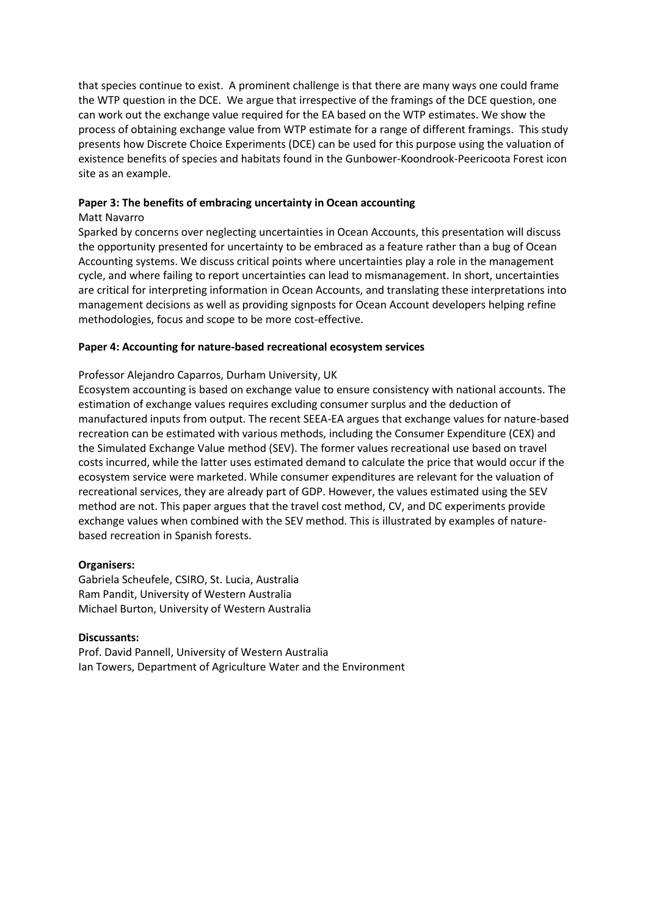that species continue to exist. A prominent challenge is that there are many ways one could frame the WTP question in the DCE. We argue that irrespective of the framings of the DCE question, one can work out the exchange value required for the EA based on the WTP estimates. We show the process of obtaining exchange value from WTP estimate for a range of different framings. This study presents how Discrete Choice Experiments (DCE) can be used for this purpose using the valuation of existence benefits of species and habitats found in the Gunbower-Koondrook-Peericoota Forest icon site as an example.

**Paper 3: The benefits of embracing uncertainty in Ocean accounting**

Matt Navarro

Sparked by concerns over neglecting uncertainties in Ocean Accounts, this presentation will discuss the opportunity presented for uncertainty to be embraced as a feature rather than a bug of Ocean Accounting systems. We discuss critical points where uncertainties play a role in the management cycle, and where failing to report uncertainties can lead to mismanagement. In short, uncertainties are critical for interpreting information in Ocean Accounts, and translating these interpretations into management decisions as well as providing signposts for Ocean Account developers helping refine methodologies, focus and scope to be more cost-effective.

**Paper 4: Accounting for nature-based recreational ecosystem services**

Professor Alejandro Caparros, Durham University, UK

Ecosystem accounting is based on exchange value to ensure consistency with national accounts. The estimation of exchange values requires excluding consumer surplus and the deduction of manufactured inputs from output. The recent SEEA-EA argues that exchange values for nature-based recreation can be estimated with various methods, including the Consumer Expenditure (CEX) and the Simulated Exchange Value method (SEV). The former values recreational use based on travel costs incurred, while the latter uses estimated demand to calculate the price that would occur if the ecosystem service were marketed. While consumer expenditures are relevant for the valuation of recreational services, they are already part of GDP. However, the values estimated using the SEV method are not. This paper argues that the travel cost method, CV, and DC experiments provide exchange values when combined with the SEV method. This is illustrated by examples of nature-based recreation in Spanish forests.

**Organisers:**

Gabriela Scheufele, CSIRO, St. Lucia, Australia
Ram Pandit, University of Western Australia
Michael Burton, University of Western Australia

**Discussants:**

Prof. David Pannell, University of Western Australia
Ian Towers, Department of Agriculture Water and the Environment